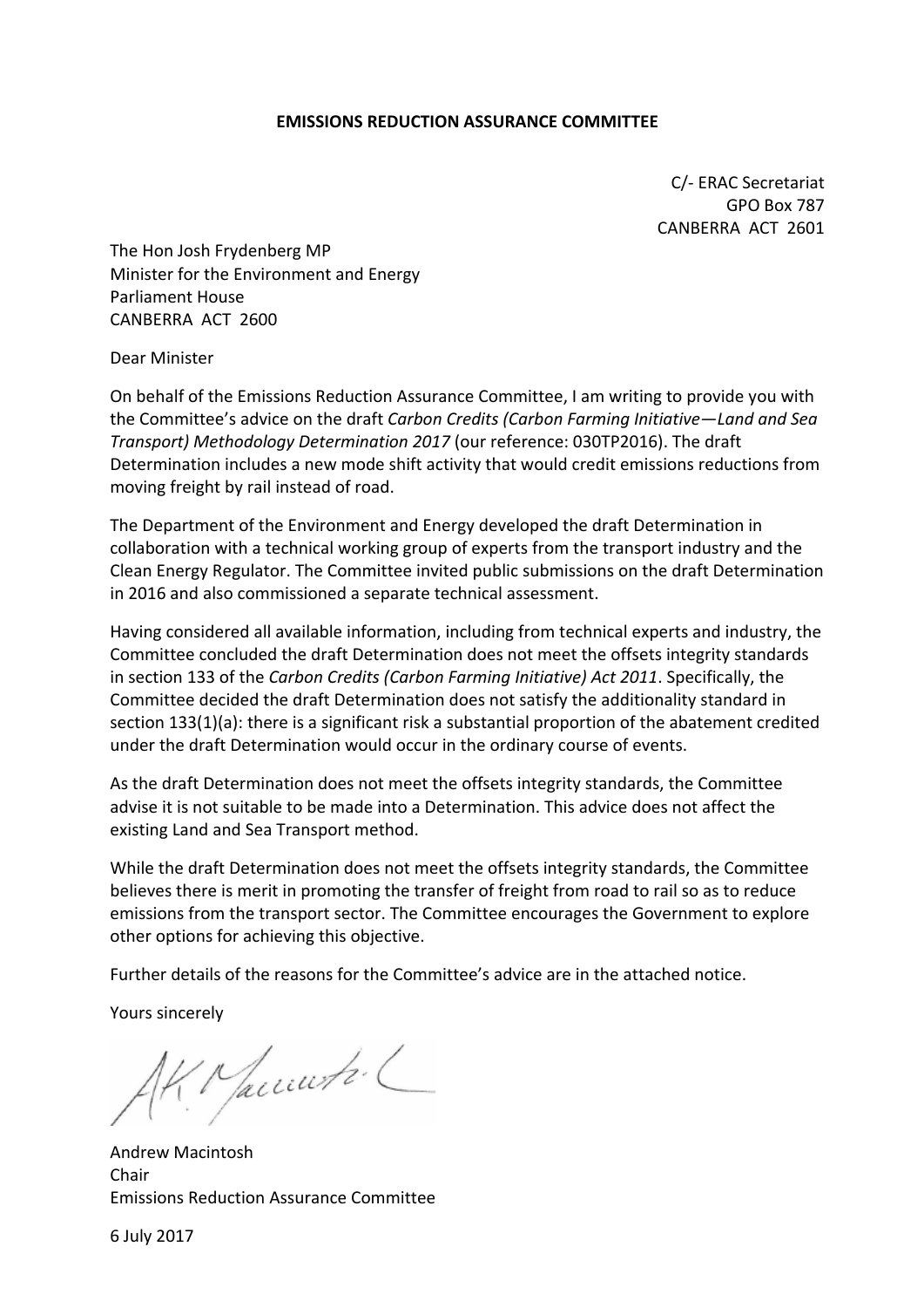**EMISSIONS REDUCTION ASSURANCE COMMITTEE**

C/- ERAC Secretariat
GPO Box 787
CANBERRA ACT 2601

The Hon Josh Frydenberg MP
Minister for the Environment and Energy
Parliament House
CANBERRA ACT 2600

Dear Minister

On behalf of the Emissions Reduction Assurance Committee, I am writing to provide you with the Committee's advice on the draft *Carbon Credits (Carbon Farming Initiative—Land and Sea Transport) Methodology Determination 2017* (our reference: 030TP2016). The draft Determination includes a new mode shift activity that would credit emissions reductions from moving freight by rail instead of road.

The Department of the Environment and Energy developed the draft Determination in collaboration with a technical working group of experts from the transport industry and the Clean Energy Regulator. The Committee invited public submissions on the draft Determination in 2016 and also commissioned a separate technical assessment.

Having considered all available information, including from technical experts and industry, the Committee concluded the draft Determination does not meet the offsets integrity standards in section 133 of the *Carbon Credits (Carbon Farming Initiative) Act 2011*. Specifically, the Committee decided the draft Determination does not satisfy the additionality standard in section 133(1)(a): there is a significant risk a substantial proportion of the abatement credited under the draft Determination would occur in the ordinary course of events.

As the draft Determination does not meet the offsets integrity standards, the Committee advise it is not suitable to be made into a Determination. This advice does not affect the existing Land and Sea Transport method.

While the draft Determination does not meet the offsets integrity standards, the Committee believes there is merit in promoting the transfer of freight from road to rail so as to reduce emissions from the transport sector. The Committee encourages the Government to explore other options for achieving this objective.

Further details of the reasons for the Committee's advice are in the attached notice.

Yours sincerely

Andrew Macintosh
Chair
Emissions Reduction Assurance Committee

6 July 2017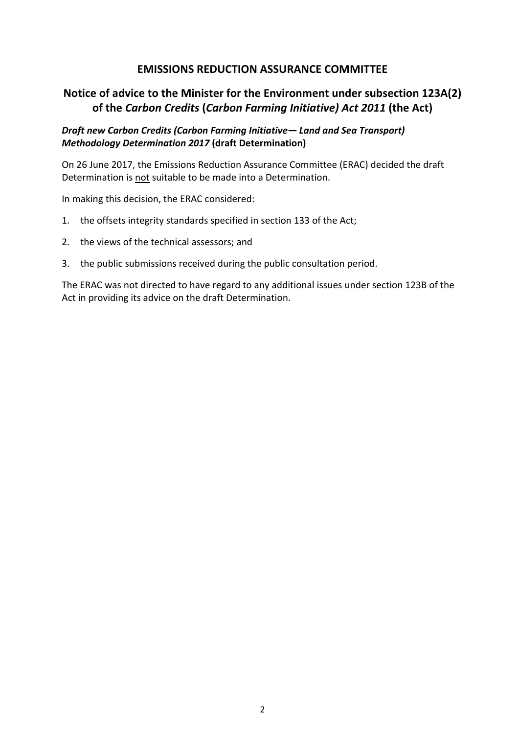## EMISSIONS REDUCTION ASSURANCE COMMITTEE

## Notice of advice to the Minister for the Environment under subsection 123A(2) of the *Carbon Credits* (*Carbon Farming Initiative) Act 2011* (the Act)

***Draft new Carbon Credits (Carbon Farming Initiative— Land and Sea Transport) Methodology Determination 2017*** **(draft Determination)**

On 26 June 2017, the Emissions Reduction Assurance Committee (ERAC) decided the draft Determination is <u>not</u> suitable to be made into a Determination.

In making this decision, the ERAC considered:

1. the offsets integrity standards specified in section 133 of the Act;
2. the views of the technical assessors; and
3. the public submissions received during the public consultation period.

The ERAC was not directed to have regard to any additional issues under section 123B of the Act in providing its advice on the draft Determination.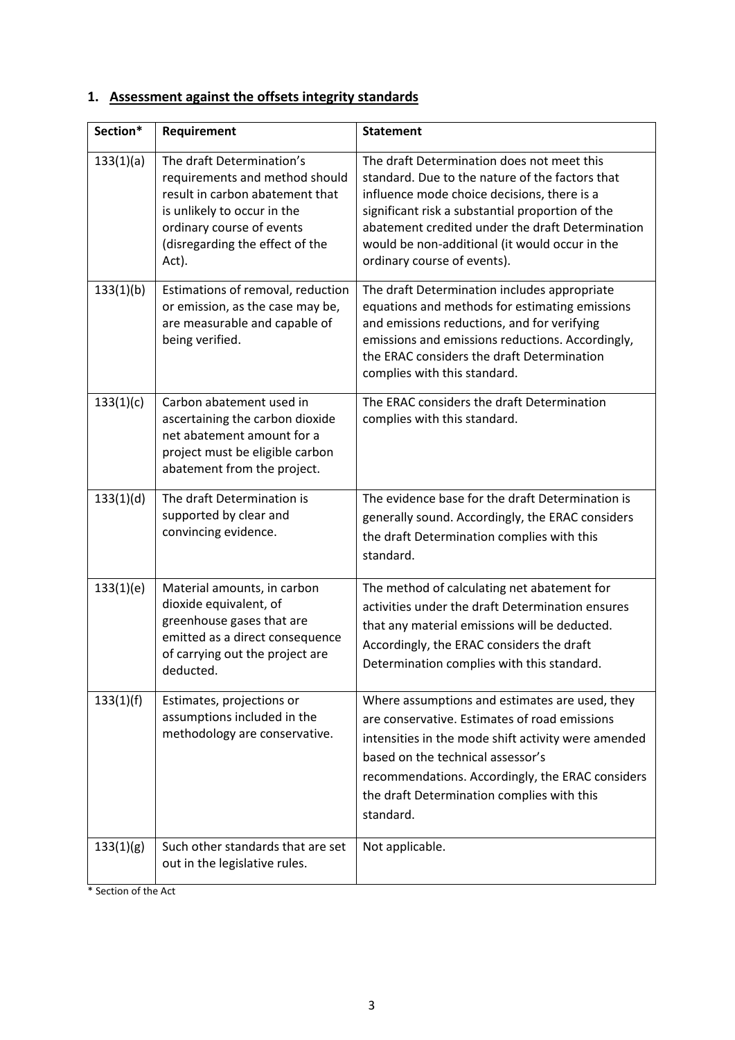## 1. Assessment against the offsets integrity standards

| Section* | Requirement | Statement |
|---|---|---|
| 133(1)(a) | The draft Determination's requirements and method should result in carbon abatement that is unlikely to occur in the ordinary course of events (disregarding the effect of the Act). | The draft Determination does not meet this standard. Due to the nature of the factors that influence mode choice decisions, there is a significant risk a substantial proportion of the abatement credited under the draft Determination would be non-additional (it would occur in the ordinary course of events). |
| 133(1)(b) | Estimations of removal, reduction or emission, as the case may be, are measurable and capable of being verified. | The draft Determination includes appropriate equations and methods for estimating emissions and emissions reductions, and for verifying emissions and emissions reductions. Accordingly, the ERAC considers the draft Determination complies with this standard. |
| 133(1)(c) | Carbon abatement used in ascertaining the carbon dioxide net abatement amount for a project must be eligible carbon abatement from the project. | The ERAC considers the draft Determination complies with this standard. |
| 133(1)(d) | The draft Determination is supported by clear and convincing evidence. | The evidence base for the draft Determination is generally sound. Accordingly, the ERAC considers the draft Determination complies with this standard. |
| 133(1)(e) | Material amounts, in carbon dioxide equivalent, of greenhouse gases that are emitted as a direct consequence of carrying out the project are deducted. | The method of calculating net abatement for activities under the draft Determination ensures that any material emissions will be deducted. Accordingly, the ERAC considers the draft Determination complies with this standard. |
| 133(1)(f) | Estimates, projections or assumptions included in the methodology are conservative. | Where assumptions and estimates are used, they are conservative. Estimates of road emissions intensities in the mode shift activity were amended based on the technical assessor's recommendations. Accordingly, the ERAC considers the draft Determination complies with this standard. |
| 133(1)(g) | Such other standards that are set out in the legislative rules. | Not applicable. |

* Section of the Act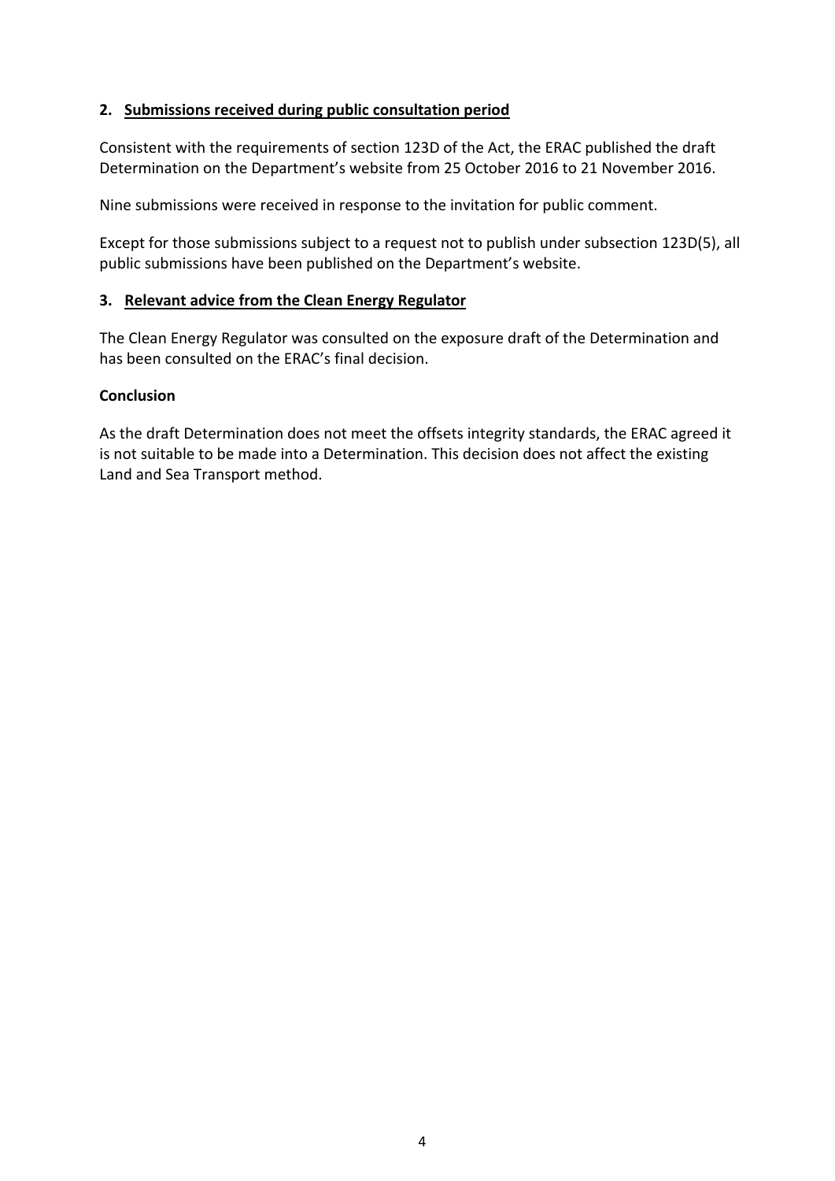## 2. Submissions received during public consultation period

Consistent with the requirements of section 123D of the Act, the ERAC published the draft Determination on the Department's website from 25 October 2016 to 21 November 2016.

Nine submissions were received in response to the invitation for public comment.

Except for those submissions subject to a request not to publish under subsection 123D(5), all public submissions have been published on the Department's website.

## 3. Relevant advice from the Clean Energy Regulator

The Clean Energy Regulator was consulted on the exposure draft of the Determination and has been consulted on the ERAC's final decision.

### Conclusion

As the draft Determination does not meet the offsets integrity standards, the ERAC agreed it is not suitable to be made into a Determination. This decision does not affect the existing Land and Sea Transport method.